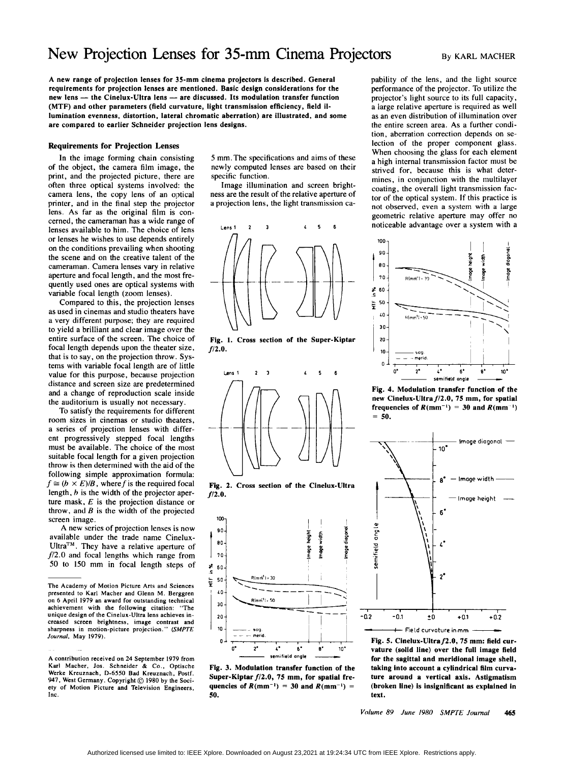# New Projection Lenses for 35-mm Cinema Projectors

By KARL MACHER

**A new range of projection lenses for 35-mm cinema projectors is described. General requirements for projection lenses are mentioned. Basic design considerations for the new lens — the Cinelux-Ultra lens — are discussed. Its modulation transfer function (MTF) and other parameters (field curvature, light transmission efficiency, field illumination evenness, distortion, lateral chromatic aberration) are illustrated, and some are compared to earlier Schneider projection lens designs.**

## Requirements for Projection Lenses

In the image forming chain consisting of the object, the camera film image, the print, and the projected picture, there are often three optical systems involved: the camera lens, the copy lens of an optical printer, and in the final step the projector lens. As far as the original film is concerned, the cameraman has a wide range of lenses available to him. The choice of lens or lenses he wishes to use depends entirely on the conditions prevailing when shooting the scene and on the creative talent of the cameraman. Camera lenses vary in relative aperture and focal length, and the most frequently used ones are optical systems with variable focal length (zoom lenses).

Compared to this, the projection lenses as used in cinemas and studio theaters have a very different purpose; they are required to yield a brilliant and clear image over the entire surface of the screen. The choice of focal length depends upon the theater size, that is to say, on the projection throw. Systems with variable focal length are of little value for this purpose, because projection distance and screen size are predetermined and a change of reproduction scale inside the auditorium is usually not necessary.

To satisfy the requirements for different room sizes in cinemas or studio theaters, a series of projection lenses with different progressively stepped focal lengths must be available. The choice of the most suitable focal length for a given projection throw is then determined with the aid of the following simple approximation formula: $f \cong (b \times E)/B$, where $f$ is the required focal length, $b$ is the width of the projector aperture mask, $E$ is the projection distance or throw, and $B$ is the width of the projected screen image.

A new series of projection lenses is now available under the trade name Cinelux-Ultra™. They have a relative aperture of $f/2.0$ and focal lengths which range from 50 to 150 mm in focal length steps of 5 mm. The specifications and aims of these newly computed lenses are based on their specific function.

Image illumination and screen brightness are the result of the relative aperture of a projection lens, the light transmission capability of the lens, and the light source performance of the projector. To utilize the projector's light source to its full capacity, a large relative aperture is required as well as an even distribution of illumination over the entire screen area. As a further condition, aberration correction depends on selection of the proper component glass. When choosing the glass for each element a high internal transmission factor must be strived for, because this is what determines, in conjunction with the multilayer coating, the overall light transmission factor of the optical system. If this practice is not observed, even a system with a large geometric relative aperture may offer no noticeable advantage over a system with a

**Fig. 1. Cross section of the Super-Kiptar $f/2.0$.**

**Fig. 2. Cross section of the Cinelux-Ultra $f/2.0$.**

**Fig. 3. Modulation transfer function of the Super-Kiptar $f/2.0$, 75 mm, for spatial frequencies of $R(\text{mm}^{-1}) = 30$ and $R(\text{mm}^{-1}) = 50$.**

**Fig. 4. Modulation transfer function of the new Cinelux-Ultra $f/2.0$, 75 mm, for spatial frequencies of $R(\text{mm}^{-1}) = 30$ and $R(\text{mm}^{-1}) = 50$.**

**Fig. 5. Cinelux-Ultra $f/2.0$, 75 mm: field curvature (solid line) over the full image field for the sagittal and meridional image shell, taking into account a cylindrical film curvature around a vertical axis. Astigmatism (broken line) is insignificant as explained in text.**

---

The Academy of Motion Picture Arts and Sciences presented to Karl Macher and Glenn M. Berggren on 6 April 1979 an award for outstanding technical achievement with the following citation: "The unique design of the Cinelux-Ultra lens achieves increased screen brightness, image contrast and sharpness in motion-picture projection." (*SMPTE Journal*, May 1979).

A contribution received on 24 September 1979 from Karl Macher, Jos. Schneider & Co., Optische Werke Kreuznach, D-6550 Bad Kreuznach, Postf. 947, West Germany. Copyright © 1980 by the Society of Motion Picture and Television Engineers, Inc.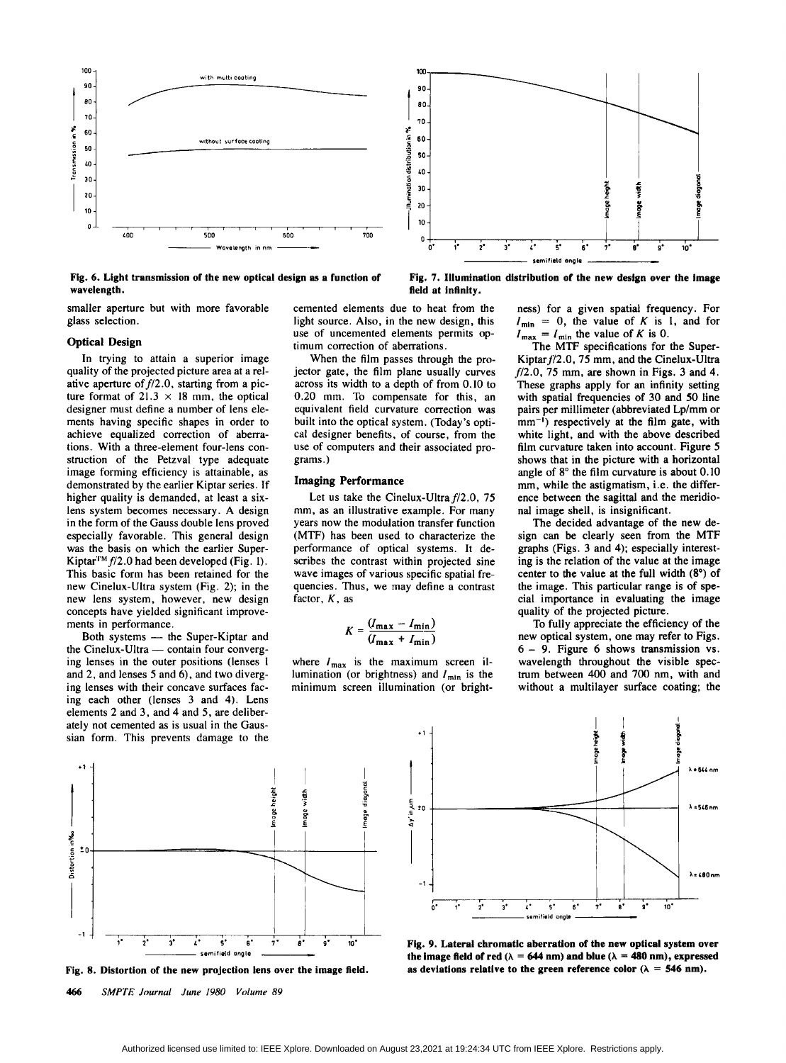Fig. 6. Light transmission of the new optical design as a function of wavelength.

Fig. 7. Illumination distribution of the new design over the image field at infinity.

smaller aperture but with more favorable glass selection.

## Optical Design

In trying to attain a superior image quality of the projected picture area at a relative aperture of $f/2.0$, starting from a picture format of 21.3 × 18 mm, the optical designer must define a number of lens elements having specific shapes in order to achieve equalized correction of aberrations. With a three-element four-lens construction of the Petzval type adequate image forming efficiency is attainable, as demonstrated by the earlier Kiptar series. If higher quality is demanded, at least a six-lens system becomes necessary. A design in the form of the Gauss double lens proved especially favorable. This general design was the basis on which the earlier Super-Kiptar™ $f/2.0$ had been developed (Fig. 1). This basic form has been retained for the new Cinelux-Ultra system (Fig. 2); in the new lens system, however, new design concepts have yielded significant improvements in performance.

Both systems — the Super-Kiptar and the Cinelux-Ultra — contain four converging lenses in the outer positions (lenses 1 and 2, and lenses 5 and 6), and two diverging lenses with their concave surfaces facing each other (lenses 3 and 4). Lens elements 2 and 3, and 4 and 5, are deliberately not cemented as is usual in the Gaussian form. This prevents damage to the cemented elements due to heat from the light source. Also, in the new design, this use of uncemented elements permits optimum correction of aberrations.

When the film passes through the projector gate, the film plane usually curves across its width to a depth of from 0.10 to 0.20 mm. To compensate for this, an equivalent field curvature correction was built into the optical system. (Today's optical designer benefits, of course, from the use of computers and their associated programs.)

## Imaging Performance

Let us take the Cinelux-Ultra $f/2.0$, 75 mm, as an illustrative example. For many years now the modulation transfer function (MTF) has been used to characterize the performance of optical systems. It describes the contrast within projected sine wave images of various specific spatial frequencies. Thus, we may define a contrast factor, $K$, as

$$K = \frac{(I_{max} - I_{min})}{(I_{max} + I_{min})}$$

where $I_{max}$ is the maximum screen illumination (or brightness) and $I_{min}$ is the minimum screen illumination (or brightness) for a given spatial frequency. For $I_{min} = 0$, the value of $K$ is 1, and for $I_{max} = I_{min}$ the value of $K$ is 0.

The MTF specifications for the Super-Kiptar $f/2.0$, 75 mm, and the Cinelux-Ultra $f/2.0$, 75 mm, are shown in Figs. 3 and 4. These graphs apply for an infinity setting with spatial frequencies of 30 and 50 line pairs per millimeter (abbreviated Lp/mm or $mm^{-1}$) respectively at the film gate, with white light, and with the above described film curvature taken into account. Figure 5 shows that in the picture with a horizontal angle of 8° the film curvature is about 0.10 mm, while the astigmatism, i.e. the difference between the sagittal and the meridional image shell, is insignificant.

The decided advantage of the new design can be clearly seen from the MTF graphs (Figs. 3 and 4); especially interesting is the relation of the value at the image center to the value at the full width (8°) of the image. This particular range is of special importance in evaluating the image quality of the projected picture.

To fully appreciate the efficiency of the new optical system, one may refer to Figs. 6 – 9. Figure 6 shows transmission vs. wavelength throughout the visible spectrum between 400 and 700 nm, with and without a multilayer surface coating; the

Fig. 8. Distortion of the new projection lens over the image field.

Fig. 9. Lateral chromatic aberration of the new optical system over the image field of red ($\lambda$ = 644 nm) and blue ($\lambda$ = 480 nm), expressed as deviations relative to the green reference color ($\lambda$ = 546 nm).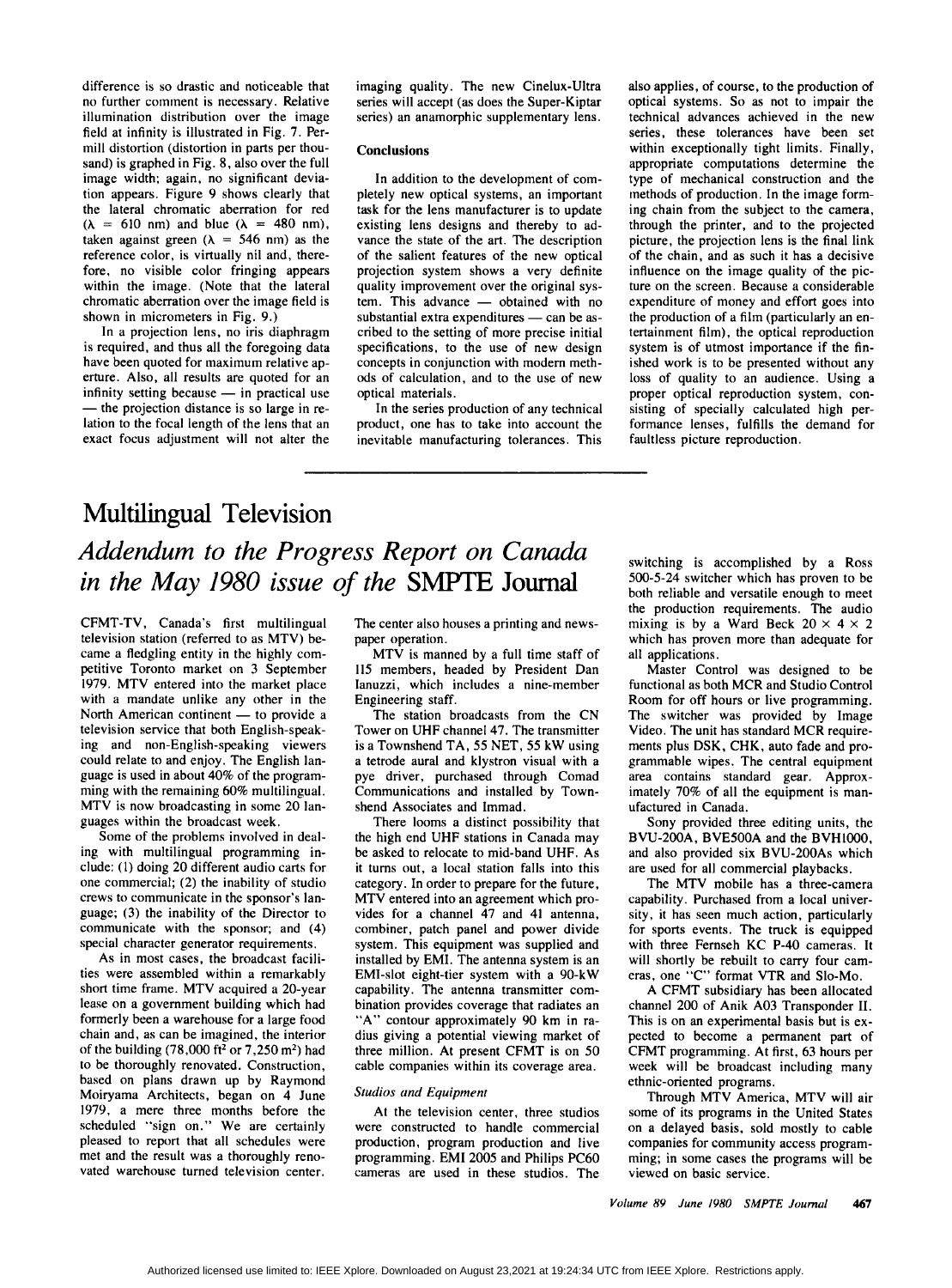difference is so drastic and noticeable that no further comment is necessary. Relative illumination distribution over the image field at infinity is illustrated in Fig. 7. Permill distortion (distortion in parts per thousand) is graphed in Fig. 8, also over the full image width; again, no significant deviation appears. Figure 9 shows clearly that the lateral chromatic aberration for red ($\lambda$ = 610 nm) and blue ($\lambda$ = 480 nm), taken against green ($\lambda$ = 546 nm) as the reference color, is virtually nil and, therefore, no visible color fringing appears within the image. (Note that the lateral chromatic aberration over the image field is shown in micrometers in Fig. 9.)

In a projection lens, no iris diaphragm is required, and thus all the foregoing data have been quoted for maximum relative aperture. Also, all results are quoted for an infinity setting because — in practical use — the projection distance is so large in relation to the focal length of the lens that an exact focus adjustment will not alter the imaging quality. The new Cinelux-Ultra series will accept (as does the Super-Kiptar series) an anamorphic supplementary lens.

### Conclusions

In addition to the development of completely new optical systems, an important task for the lens manufacturer is to update existing lens designs and thereby to advance the state of the art. The description of the salient features of the new optical projection system shows a very definite quality improvement over the original system. This advance — obtained with no substantial extra expenditures — can be ascribed to the setting of more precise initial specifications, to the use of new design concepts in conjunction with modern methods of calculation, and to the use of new optical materials.

In the series production of any technical product, one has to take into account the inevitable manufacturing tolerances. This also applies, of course, to the production of optical systems. So as not to impair the technical advances achieved in the new series, these tolerances have been set within exceptionally tight limits. Finally, appropriate computations determine the type of mechanical construction and the methods of production. In the image forming chain from the subject to the camera, through the printer, and to the projected picture, the projection lens is the final link of the chain, and as such it has a decisive influence on the image quality of the picture on the screen. Because a considerable expenditure of money and effort goes into the production of a film (particularly an entertainment film), the optical reproduction system is of utmost importance if the finished work is to be presented without any loss of quality to an audience. Using a proper optical reproduction system, consisting of specially calculated high performance lenses, fulfills the demand for faultless picture reproduction.

# Multilingual Television

## *Addendum to the Progress Report on Canada in the May 1980 issue of the* SMPTE Journal

CFMT-TV, Canada's first multilingual television station (referred to as MTV) became a fledgling entity in the highly competitive Toronto market on 3 September 1979. MTV entered into the market place with a mandate unlike any other in the North American continent — to provide a television service that both English-speaking and non-English-speaking viewers could relate to and enjoy. The English language is used in about 40% of the programming with the remaining 60% multilingual. MTV is now broadcasting in some 20 languages within the broadcast week.

Some of the problems involved in dealing with multilingual programming include: (1) doing 20 different audio carts for one commercial; (2) the inability of studio crews to communicate in the sponsor's language; (3) the inability of the Director to communicate with the sponsor; and (4) special character generator requirements.

As in most cases, the broadcast facilities were assembled within a remarkably short time frame. MTV acquired a 20-year lease on a government building which had formerly been a warehouse for a large food chain and, as can be imagined, the interior of the building (78,000 ft$^2$ or 7,250 m$^2$) had to be thoroughly renovated. Construction, based on plans drawn up by Raymond Moiryama Architects, began on 4 June 1979, a mere three months before the scheduled "sign on." We are certainly pleased to report that all schedules were met and the result was a thoroughly renovated warehouse turned television center. The center also houses a printing and newspaper operation.

MTV is manned by a full time staff of 115 members, headed by President Dan Ianuzzi, which includes a nine-member Engineering staff.

The station broadcasts from the CN Tower on UHF channel 47. The transmitter is a Townshend TA, 55 NET, 55 kW using a tetrode aural and klystron visual with a pye driver, purchased through Comad Communications and installed by Townshend Associates and Immad.

There looms a distinct possibility that the high end UHF stations in Canada may be asked to relocate to mid-band UHF. As it turns out, a local station falls into this category. In order to prepare for the future, MTV entered into an agreement which provides for a channel 47 and 41 antenna, combiner, patch panel and power divide system. This equipment was supplied and installed by EMI. The antenna system is an EMI-slot eight-tier system with a 90-kW capability. The antenna transmitter combination provides coverage that radiates an "A" contour approximately 90 km in radius giving a potential viewing market of three million. At present CFMT is on 50 cable companies within its coverage area.

### *Studios and Equipment*

At the television center, three studios were constructed to handle commercial production, program production and live programming. EMI 2005 and Philips PC60 cameras are used in these studios. The switching is accomplished by a Ross 500-5-24 switcher which has proven to be both reliable and versatile enough to meet the production requirements. The audio mixing is by a Ward Beck 20 × 4 × 2 which has proven more than adequate for all applications.

Master Control was designed to be functional as both MCR and Studio Control Room for off hours or live programming. The switcher was provided by Image Video. The unit has standard MCR requirements plus DSK, CHK, auto fade and programmable wipes. The central equipment area contains standard gear. Approximately 70% of all the equipment is manufactured in Canada.

Sony provided three editing units, the BVU-200A, BVE500A and the BVH1000, and also provided six BVU-200As which are used for all commercial playbacks.

The MTV mobile has a three-camera capability. Purchased from a local university, it has seen much action, particularly for sports events. The truck is equipped with three Fernseh KC P-40 cameras. It will shortly be rebuilt to carry four cameras, one "C" format VTR and Slo-Mo.

A CFMT subsidiary has been allocated channel 200 of Anik A03 Transponder II. This is on an experimental basis but is expected to become a permanent part of CFMT programming. At first, 63 hours per week will be broadcast including many ethnic-oriented programs.

Through MTV America, MTV will air some of its programs in the United States on a delayed basis, sold mostly to cable companies for community access programming; in some cases the programs will be viewed on basic service.